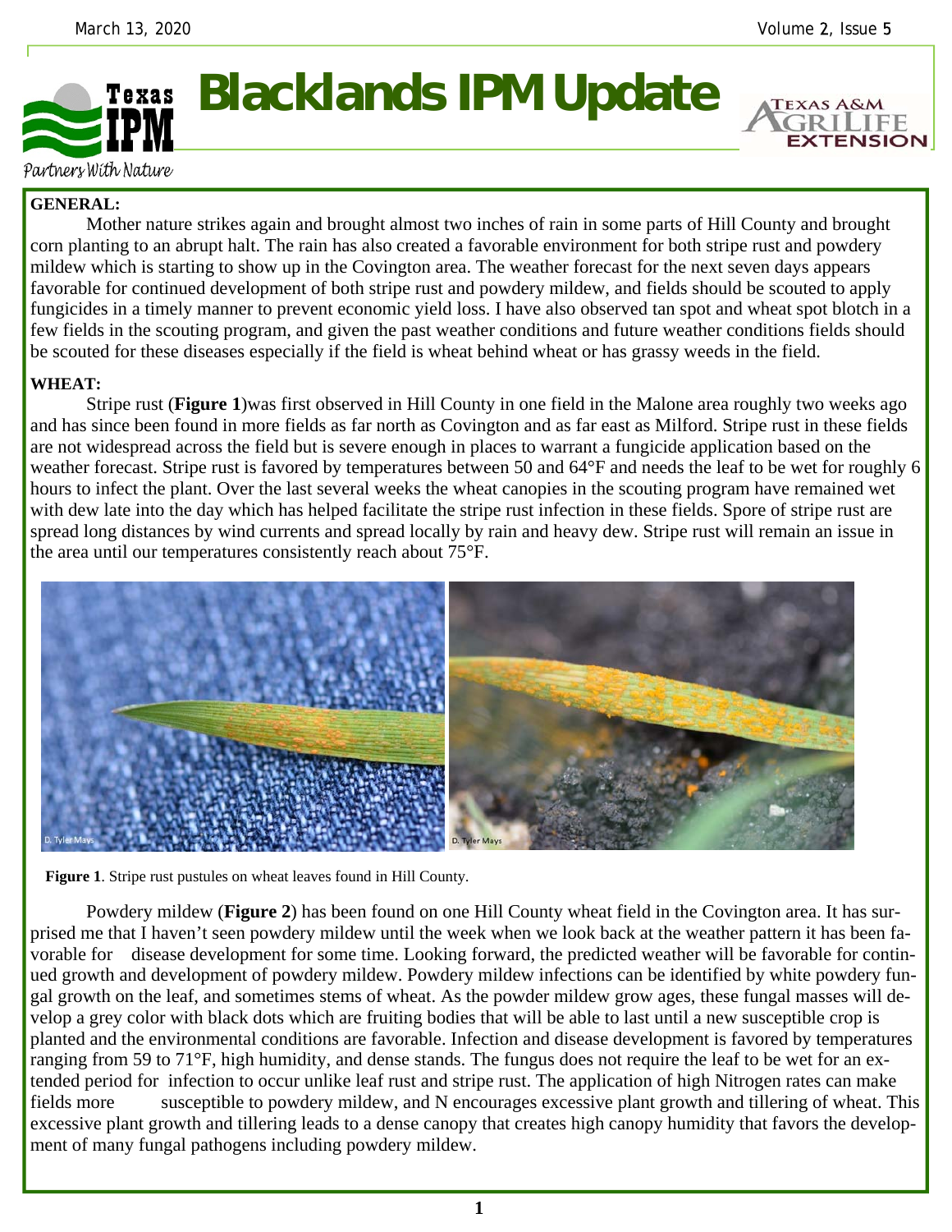March 13, 2020 Volume 2, Issue 5

# Blacklands IPM Update

Partners With Nature

**GENERAL:**

Mother nature strikes again and brought almost two inches of rain in some parts of Hill County and brought corn planting to an abrupt halt. The rain has also created a favorable environment for both stripe rust and powdery mildew which is starting to show up in the Covington area. The weather forecast for the next seven days appears favorable for continued development of both stripe rust and powdery mildew, and fields should be scouted to apply fungicides in a timely manner to prevent economic yield loss. I have also observed tan spot and wheat spot blotch in a few fields in the scouting program, and given the past weather conditions and future weather conditions fields should be scouted for these diseases especially if the field is wheat behind wheat or has grassy weeds in the field.

**WHEAT:**

Stripe rust (**Figure 1**)was first observed in Hill County in one field in the Malone area roughly two weeks ago and has since been found in more fields as far north as Covington and as far east as Milford. Stripe rust in these fields are not widespread across the field but is severe enough in places to warrant a fungicide application based on the weather forecast. Stripe rust is favored by temperatures between 50 and 64°F and needs the leaf to be wet for roughly 6 hours to infect the plant. Over the last several weeks the wheat canopies in the scouting program have remained wet with dew late into the day which has helped facilitate the stripe rust infection in these fields. Spore of stripe rust are spread long distances by wind currents and spread locally by rain and heavy dew. Stripe rust will remain an issue in the area until our temperatures consistently reach about 75°F.

**Figure 1**. Stripe rust pustules on wheat leaves found in Hill County.

Powdery mildew (**Figure 2**) has been found on one Hill County wheat field in the Covington area. It has surprised me that I haven't seen powdery mildew until the week when we look back at the weather pattern it has been favorable for disease development for some time. Looking forward, the predicted weather will be favorable for continued growth and development of powdery mildew. Powdery mildew infections can be identified by white powdery fungal growth on the leaf, and sometimes stems of wheat. As the powder mildew grow ages, these fungal masses will develop a grey color with black dots which are fruiting bodies that will be able to last until a new susceptible crop is planted and the environmental conditions are favorable. Infection and disease development is favored by temperatures ranging from 59 to 71°F, high humidity, and dense stands. The fungus does not require the leaf to be wet for an extended period for infection to occur unlike leaf rust and stripe rust. The application of high Nitrogen rates can make fields more susceptible to powdery mildew, and N encourages excessive plant growth and tillering of wheat. This excessive plant growth and tillering leads to a dense canopy that creates high canopy humidity that favors the development of many fungal pathogens including powdery mildew.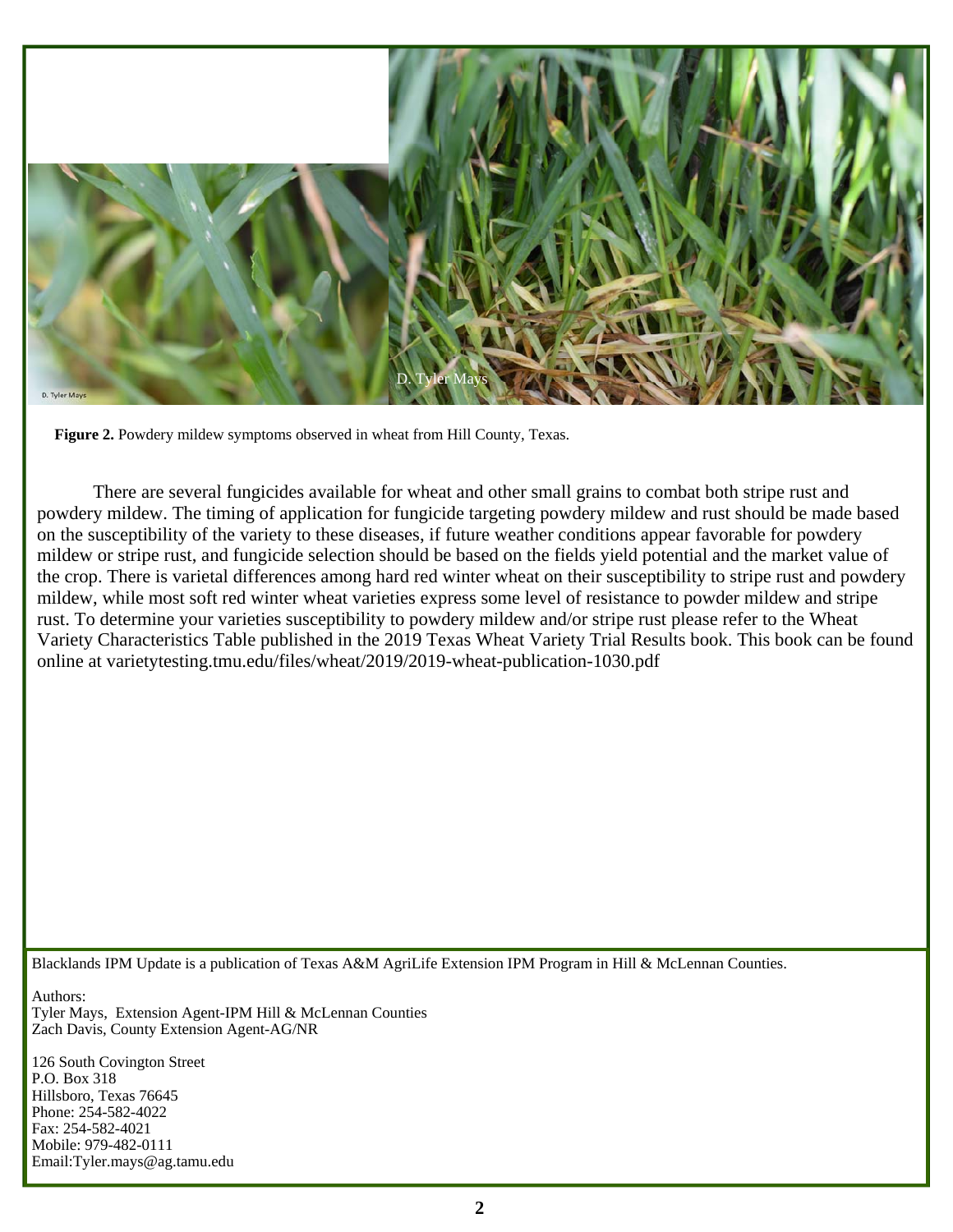**Figure 2.** Powdery mildew symptoms observed in wheat from Hill County, Texas.

There are several fungicides available for wheat and other small grains to combat both stripe rust and powdery mildew. The timing of application for fungicide targeting powdery mildew and rust should be made based on the susceptibility of the variety to these diseases, if future weather conditions appear favorable for powdery mildew or stripe rust, and fungicide selection should be based on the fields yield potential and the market value of the crop. There is varietal differences among hard red winter wheat on their susceptibility to stripe rust and powdery mildew, while most soft red winter wheat varieties express some level of resistance to powder mildew and stripe rust. To determine your varieties susceptibility to powdery mildew and/or stripe rust please refer to the Wheat Variety Characteristics Table published in the 2019 Texas Wheat Variety Trial Results book. This book can be found online at varietytesting.tmu.edu/files/wheat/2019/2019-wheat-publication-1030.pdf

Blacklands IPM Update is a publication of Texas A&M AgriLife Extension IPM Program in Hill & McLennan Counties.

Authors:
Tyler Mays, Extension Agent-IPM Hill & McLennan Counties
Zach Davis, County Extension Agent-AG/NR

126 South Covington Street
P.O. Box 318
Hillsboro, Texas 76645
Phone: 254-582-4022
Fax: 254-582-4021
Mobile: 979-482-0111
Email:Tyler.mays@ag.tamu.edu